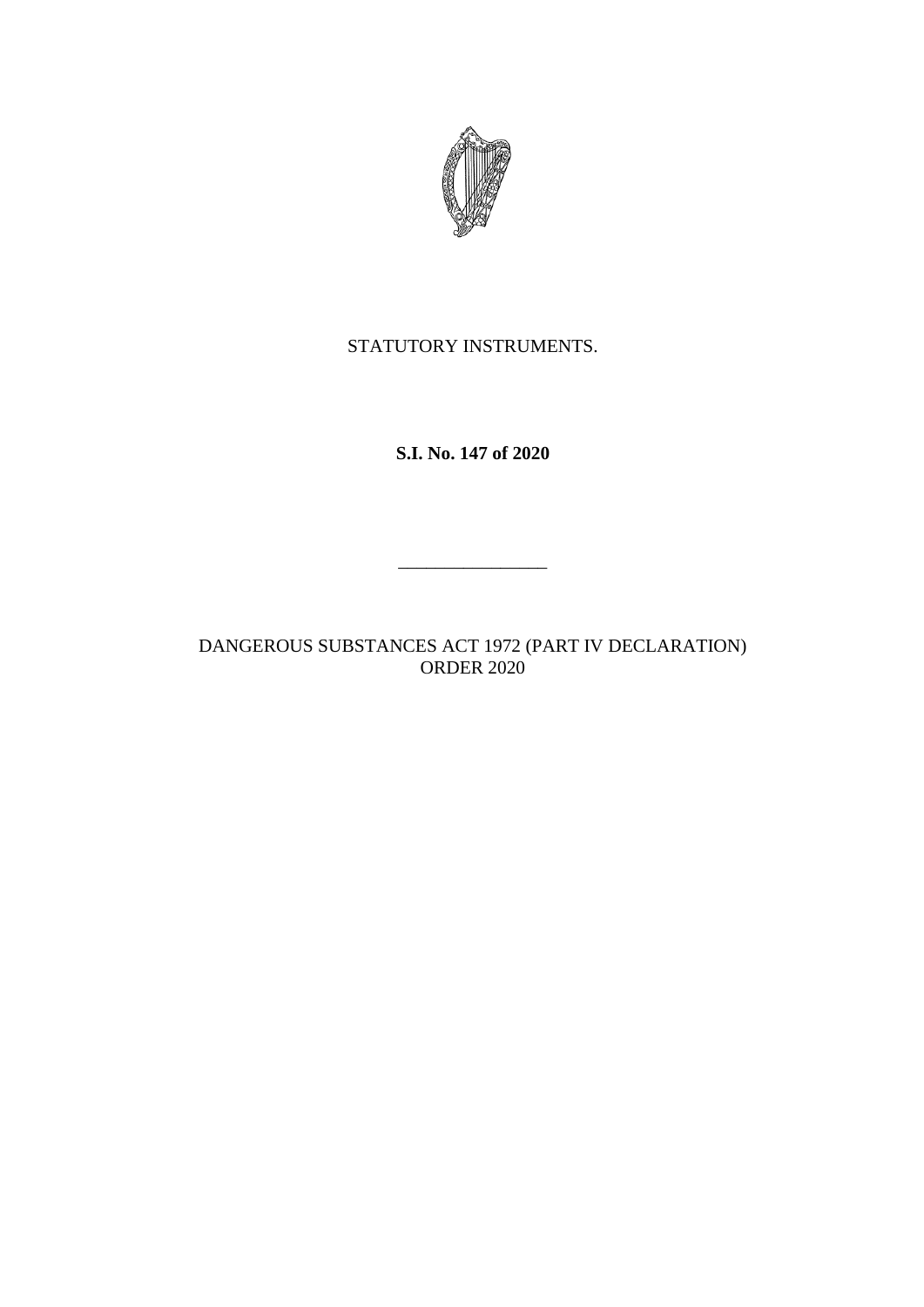STATUTORY INSTRUMENTS.

**S.I. No. 147 of 2020**

---

DANGEROUS SUBSTANCES ACT 1972 (PART IV DECLARATION) ORDER 2020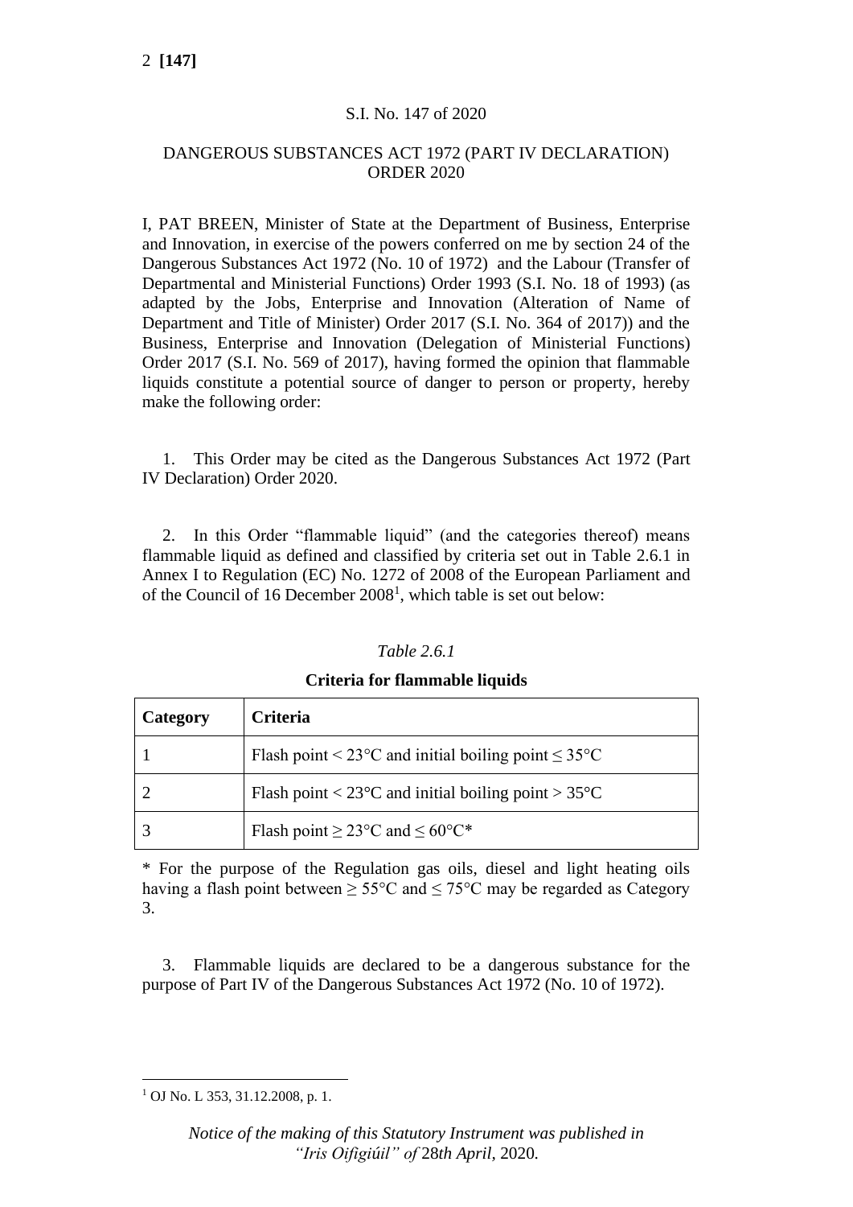S.I. No. 147 of 2020

DANGEROUS SUBSTANCES ACT 1972 (PART IV DECLARATION) ORDER 2020

I, PAT BREEN, Minister of State at the Department of Business, Enterprise and Innovation, in exercise of the powers conferred on me by section 24 of the Dangerous Substances Act 1972 (No. 10 of 1972) and the Labour (Transfer of Departmental and Ministerial Functions) Order 1993 (S.I. No. 18 of 1993) (as adapted by the Jobs, Enterprise and Innovation (Alteration of Name of Department and Title of Minister) Order 2017 (S.I. No. 364 of 2017)) and the Business, Enterprise and Innovation (Delegation of Ministerial Functions) Order 2017 (S.I. No. 569 of 2017), having formed the opinion that flammable liquids constitute a potential source of danger to person or property, hereby make the following order:

1. This Order may be cited as the Dangerous Substances Act 1972 (Part IV Declaration) Order 2020.

2. In this Order "flammable liquid" (and the categories thereof) means flammable liquid as defined and classified by criteria set out in Table 2.6.1 in Annex I to Regulation (EC) No. 1272 of 2008 of the European Parliament and of the Council of 16 December 2008[1], which table is set out below:

*Table 2.6.1*

**Criteria for flammable liquids**

| Category | Criteria |
|---|---|
| 1 | Flash point < 23°C and initial boiling point ≤ 35°C |
| 2 | Flash point < 23°C and initial boiling point > 35°C |
| 3 | Flash point ≥ 23°C and ≤ 60°C* |

* For the purpose of the Regulation gas oils, diesel and light heating oils having a flash point between ≥ 55°C and ≤ 75°C may be regarded as Category 3.

3. Flammable liquids are declared to be a dangerous substance for the purpose of Part IV of the Dangerous Substances Act 1972 (No. 10 of 1972).

[1] OJ No. L 353, 31.12.2008, p. 1.

*Notice of the making of this Statutory Instrument was published in "Iris Oifigiúil" of 28th April, 2020.*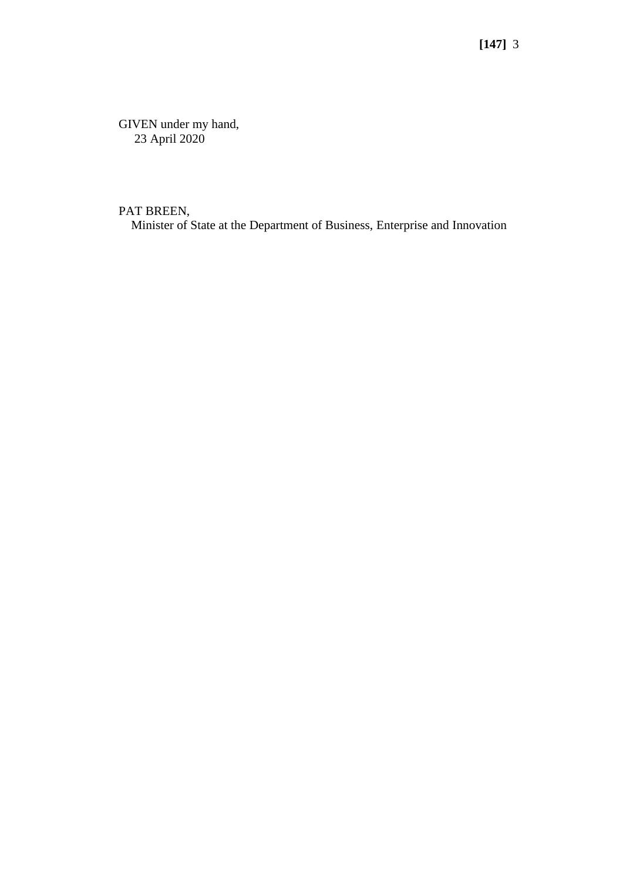GIVEN under my hand,
23 April 2020

PAT BREEN,
Minister of State at the Department of Business, Enterprise and Innovation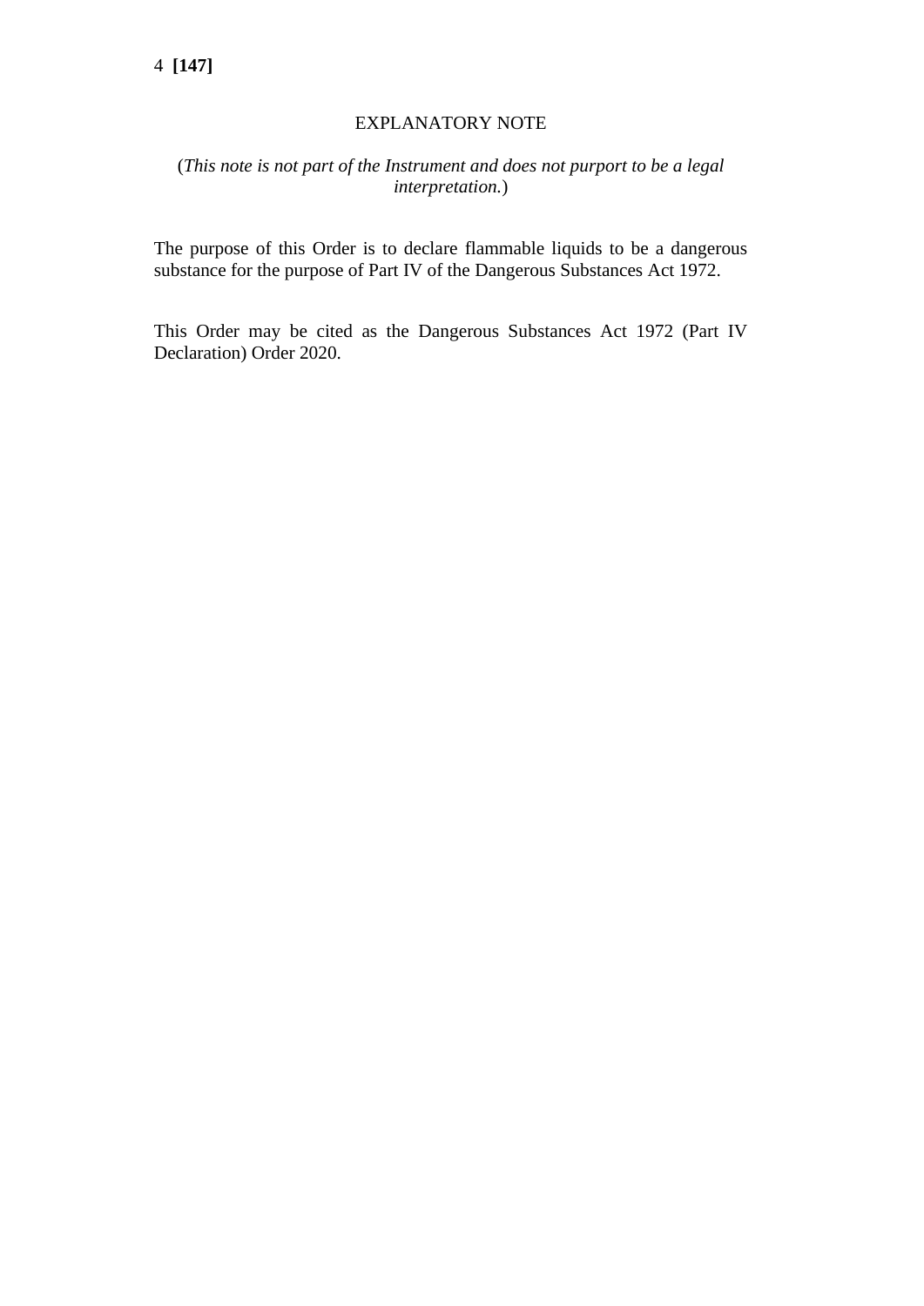## EXPLANATORY NOTE

(*This note is not part of the Instrument and does not purport to be a legal interpretation.*)

The purpose of this Order is to declare flammable liquids to be a dangerous substance for the purpose of Part IV of the Dangerous Substances Act 1972.

This Order may be cited as the Dangerous Substances Act 1972 (Part IV Declaration) Order 2020.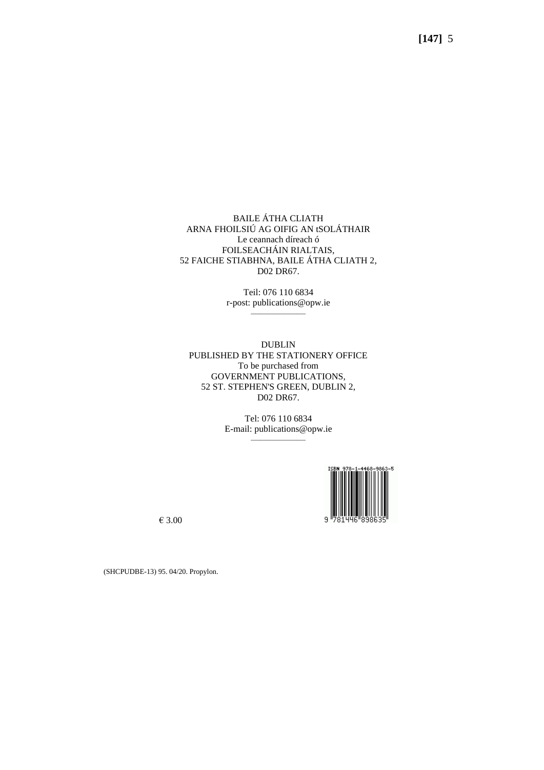BAILE ÁTHA CLIATH
ARNA FHOILSIÚ AG OIFIG AN tSOLÁTHAIR
Le ceannach díreach ó
FOILSEACHÁIN RIALTAIS,
52 FAICHE STIABHNA, BAILE ÁTHA CLIATH 2,
D02 DR67.

Teil: 076 110 6834
r-post: publications@opw.ie

---

DUBLIN
PUBLISHED BY THE STATIONERY OFFICE
To be purchased from
GOVERNMENT PUBLICATIONS,
52 ST. STEPHEN'S GREEN, DUBLIN 2,
D02 DR67.

Tel: 076 110 6834
E-mail: publications@opw.ie

---

ISBN 978-1-4468-9863-5

9 781446 898635

€ 3.00

(SHCPUDBE-13) 95. 04/20. Propylon.